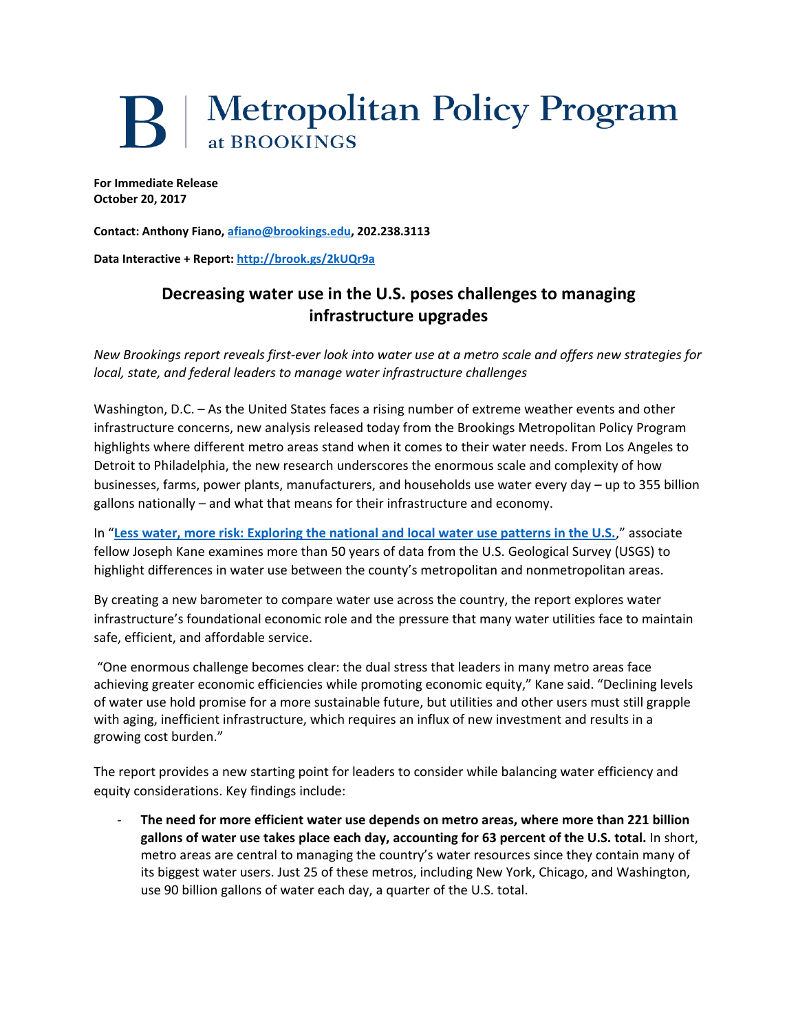# Metropolitan Policy Program at BROOKINGS

**For Immediate Release**
**October 20, 2017**

**Contact: Anthony Fiano, afiano@brookings.edu, 202.238.3113**

**Data Interactive + Report: http://brook.gs/2kUQr9a**

## Decreasing water use in the U.S. poses challenges to managing infrastructure upgrades

*New Brookings report reveals first-ever look into water use at a metro scale and offers new strategies for local, state, and federal leaders to manage water infrastructure challenges*

Washington, D.C. – As the United States faces a rising number of extreme weather events and other infrastructure concerns, new analysis released today from the Brookings Metropolitan Policy Program highlights where different metro areas stand when it comes to their water needs. From Los Angeles to Detroit to Philadelphia, the new research underscores the enormous scale and complexity of how businesses, farms, power plants, manufacturers, and households use water every day – up to 355 billion gallons nationally – and what that means for their infrastructure and economy.

In "**Less water, more risk: Exploring the national and local water use patterns in the U.S.**," associate fellow Joseph Kane examines more than 50 years of data from the U.S. Geological Survey (USGS) to highlight differences in water use between the county's metropolitan and nonmetropolitan areas.

By creating a new barometer to compare water use across the country, the report explores water infrastructure's foundational economic role and the pressure that many water utilities face to maintain safe, efficient, and affordable service.

"One enormous challenge becomes clear: the dual stress that leaders in many metro areas face achieving greater economic efficiencies while promoting economic equity," Kane said. "Declining levels of water use hold promise for a more sustainable future, but utilities and other users must still grapple with aging, inefficient infrastructure, which requires an influx of new investment and results in a growing cost burden."

The report provides a new starting point for leaders to consider while balancing water efficiency and equity considerations. Key findings include:

- **The need for more efficient water use depends on metro areas, where more than 221 billion gallons of water use takes place each day, accounting for 63 percent of the U.S. total.** In short, metro areas are central to managing the country's water resources since they contain many of its biggest water users. Just 25 of these metros, including New York, Chicago, and Washington, use 90 billion gallons of water each day, a quarter of the U.S. total.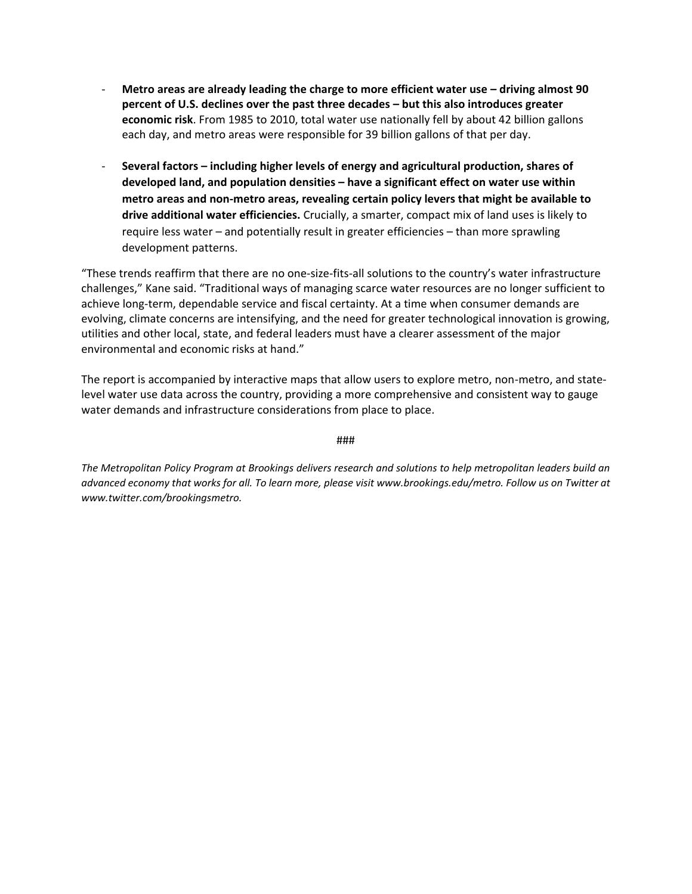- **Metro areas are already leading the charge to more efficient water use – driving almost 90 percent of U.S. declines over the past three decades – but this also introduces greater economic risk**. From 1985 to 2010, total water use nationally fell by about 42 billion gallons each day, and metro areas were responsible for 39 billion gallons of that per day.

- **Several factors – including higher levels of energy and agricultural production, shares of developed land, and population densities – have a significant effect on water use within metro areas and non-metro areas, revealing certain policy levers that might be available to drive additional water efficiencies.** Crucially, a smarter, compact mix of land uses is likely to require less water – and potentially result in greater efficiencies – than more sprawling development patterns.

"These trends reaffirm that there are no one-size-fits-all solutions to the country's water infrastructure challenges," Kane said. "Traditional ways of managing scarce water resources are no longer sufficient to achieve long-term, dependable service and fiscal certainty. At a time when consumer demands are evolving, climate concerns are intensifying, and the need for greater technological innovation is growing, utilities and other local, state, and federal leaders must have a clearer assessment of the major environmental and economic risks at hand."

The report is accompanied by interactive maps that allow users to explore metro, non-metro, and state-level water use data across the country, providing a more comprehensive and consistent way to gauge water demands and infrastructure considerations from place to place.

###

*The Metropolitan Policy Program at Brookings delivers research and solutions to help metropolitan leaders build an advanced economy that works for all. To learn more, please visit www.brookings.edu/metro. Follow us on Twitter at www.twitter.com/brookingsmetro.*